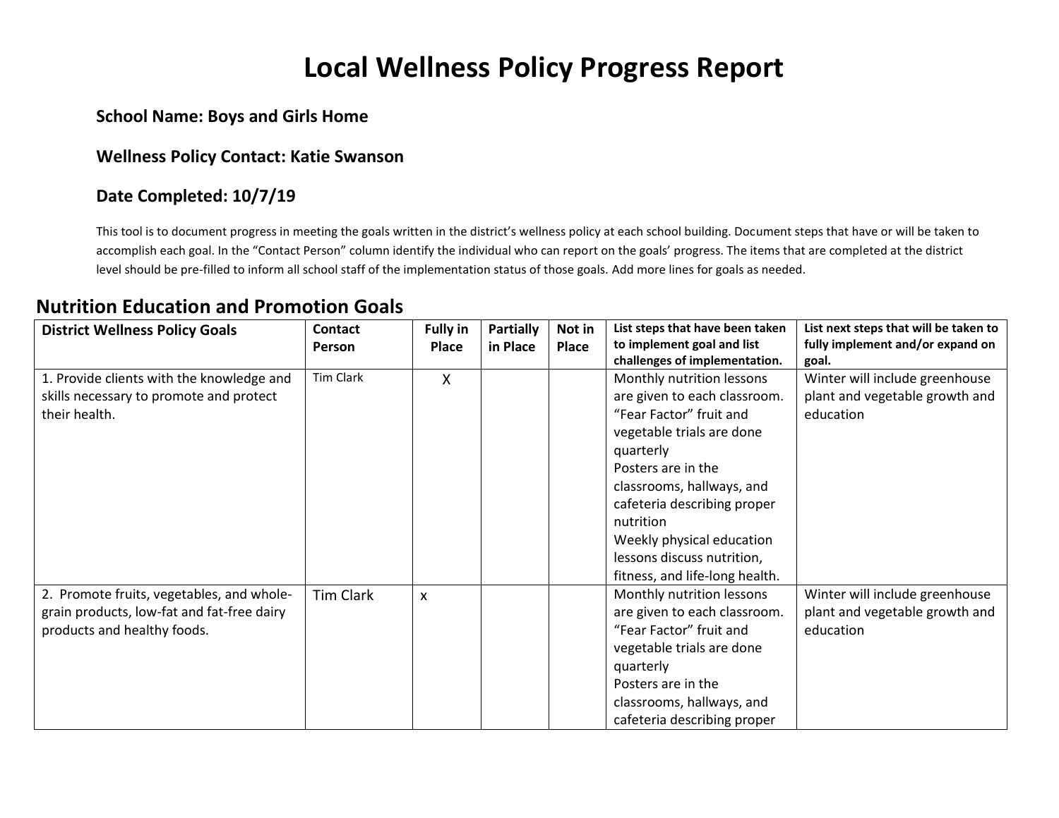# Local Wellness Policy Progress Report

**School Name: Boys and Girls Home**

**Wellness Policy Contact: Katie Swanson**

**Date Completed: 10/7/19**

This tool is to document progress in meeting the goals written in the district's wellness policy at each school building. Document steps that have or will be taken to accomplish each goal. In the "Contact Person" column identify the individual who can report on the goals' progress. The items that are completed at the district level should be pre-filled to inform all school staff of the implementation status of those goals. Add more lines for goals as needed.

## Nutrition Education and Promotion Goals

| District Wellness Policy Goals | Contact Person | Fully in Place | Partially in Place | Not in Place | List steps that have been taken to implement goal and list challenges of implementation. | List next steps that will be taken to fully implement and/or expand on goal. |
|---|---|---|---|---|---|---|
| 1. Provide clients with the knowledge and skills necessary to promote and protect their health. | Tim Clark | X | | | Monthly nutrition lessons are given to each classroom. "Fear Factor" fruit and vegetable trials are done quarterly<br>Posters are in the classrooms, hallways, and cafeteria describing proper nutrition<br>Weekly physical education lessons discuss nutrition, fitness, and life-long health. | Winter will include greenhouse plant and vegetable growth and education |
| 2. Promote fruits, vegetables, and whole-grain products, low-fat and fat-free dairy products and healthy foods. | Tim Clark | x | | | Monthly nutrition lessons are given to each classroom. "Fear Factor" fruit and vegetable trials are done quarterly<br>Posters are in the classrooms, hallways, and cafeteria describing proper | Winter will include greenhouse plant and vegetable growth and education |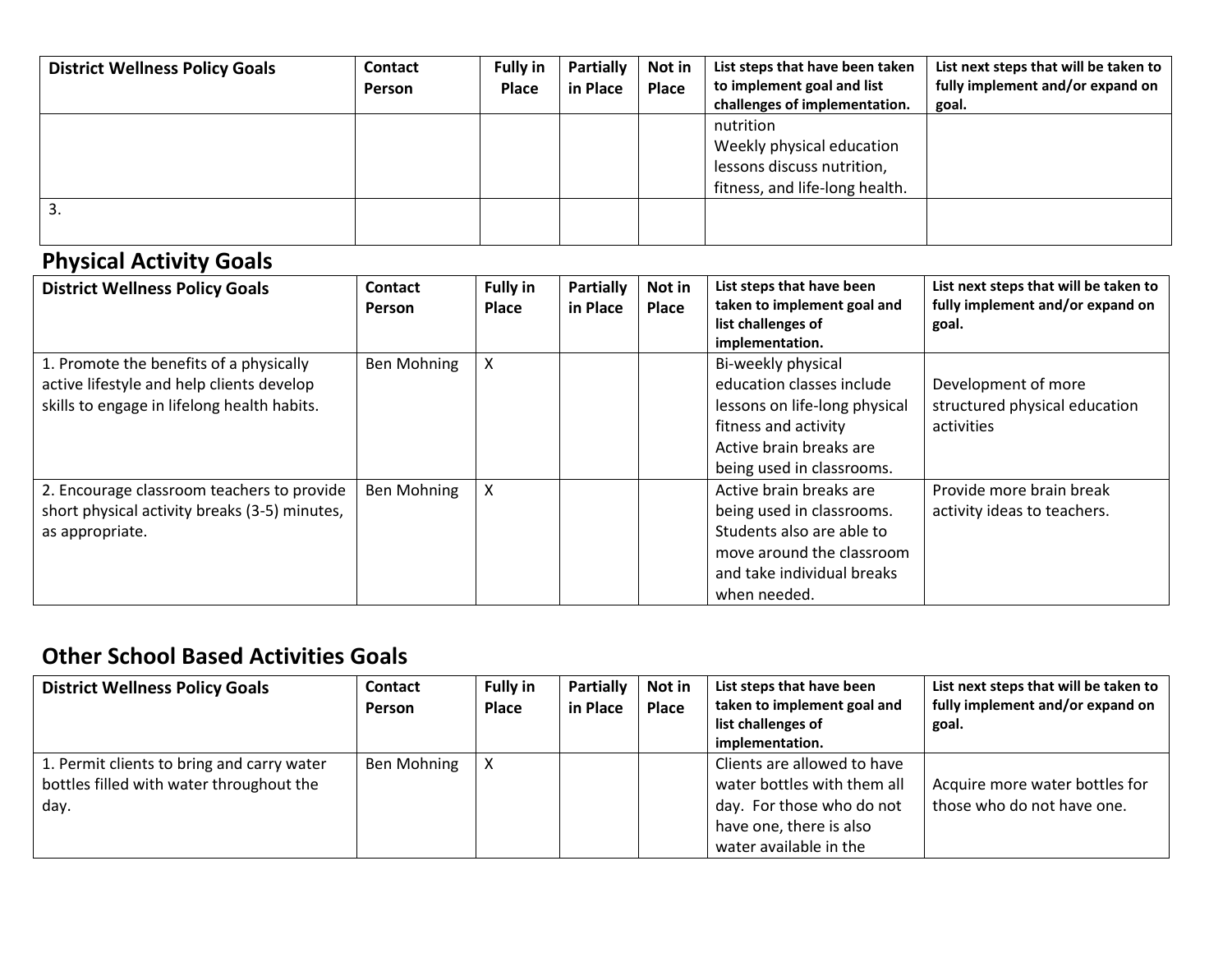| District Wellness Policy Goals | Contact Person | Fully in Place | Partially in Place | Not in Place | List steps that have been taken to implement goal and list challenges of implementation. | List next steps that will be taken to fully implement and/or expand on goal. |
|---|---|---|---|---|---|---|
| | | | | | nutrition<br>Weekly physical education lessons discuss nutrition, fitness, and life-long health. | |
| 3. | | | | | | |

## Physical Activity Goals

| District Wellness Policy Goals | Contact Person | Fully in Place | Partially in Place | Not in Place | List steps that have been taken to implement goal and list challenges of implementation. | List next steps that will be taken to fully implement and/or expand on goal. |
|---|---|---|---|---|---|---|
| 1. Promote the benefits of a physically active lifestyle and help clients develop skills to engage in lifelong health habits. | Ben Mohning | X | | | Bi-weekly physical education classes include lessons on life-long physical fitness and activity<br>Active brain breaks are being used in classrooms. | Development of more structured physical education activities |
| 2. Encourage classroom teachers to provide short physical activity breaks (3-5) minutes, as appropriate. | Ben Mohning | X | | | Active brain breaks are being used in classrooms. Students also are able to move around the classroom and take individual breaks when needed. | Provide more brain break activity ideas to teachers. |

## Other School Based Activities Goals

| District Wellness Policy Goals | Contact Person | Fully in Place | Partially in Place | Not in Place | List steps that have been taken to implement goal and list challenges of implementation. | List next steps that will be taken to fully implement and/or expand on goal. |
|---|---|---|---|---|---|---|
| 1. Permit clients to bring and carry water bottles filled with water throughout the day. | Ben Mohning | X | | | Clients are allowed to have water bottles with them all day. For those who do not have one, there is also water available in the | Acquire more water bottles for those who do not have one. |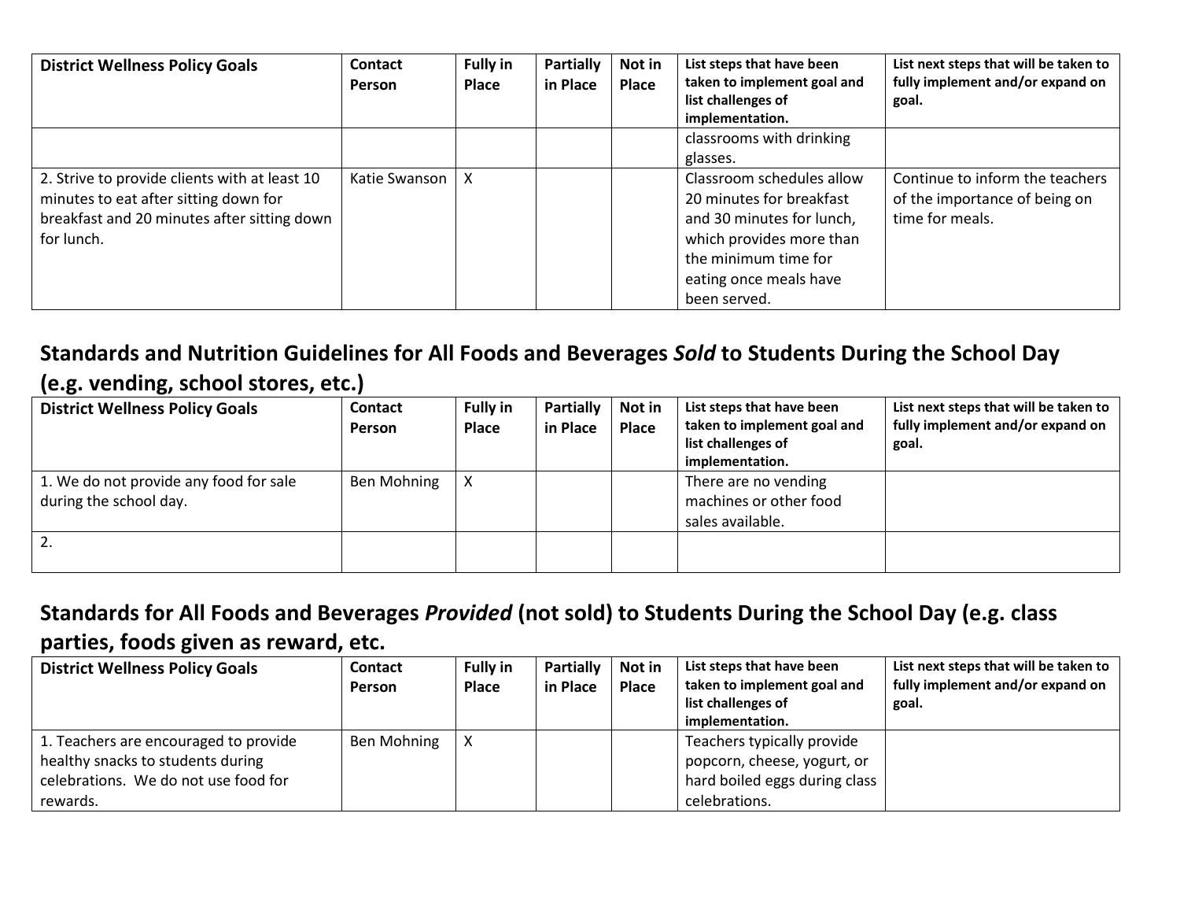| District Wellness Policy Goals | Contact Person | Fully in Place | Partially in Place | Not in Place | List steps that have been taken to implement goal and list challenges of implementation. | List next steps that will be taken to fully implement and/or expand on goal. |
|---|---|---|---|---|---|---|
| | | | | | classrooms with drinking glasses. | |
| 2. Strive to provide clients with at least 10 minutes to eat after sitting down for breakfast and 20 minutes after sitting down for lunch. | Katie Swanson | X | | | Classroom schedules allow 20 minutes for breakfast and 30 minutes for lunch, which provides more than the minimum time for eating once meals have been served. | Continue to inform the teachers of the importance of being on time for meals. |

## Standards and Nutrition Guidelines for All Foods and Beverages *Sold* to Students During the School Day (e.g. vending, school stores, etc.)

| District Wellness Policy Goals | Contact Person | Fully in Place | Partially in Place | Not in Place | List steps that have been taken to implement goal and list challenges of implementation. | List next steps that will be taken to fully implement and/or expand on goal. |
|---|---|---|---|---|---|---|
| 1. We do not provide any food for sale during the school day. | Ben Mohning | X | | | There are no vending machines or other food sales available. | |
| 2. | | | | | | |

## Standards for All Foods and Beverages *Provided* (not sold) to Students During the School Day (e.g. class parties, foods given as reward, etc.

| District Wellness Policy Goals | Contact Person | Fully in Place | Partially in Place | Not in Place | List steps that have been taken to implement goal and list challenges of implementation. | List next steps that will be taken to fully implement and/or expand on goal. |
|---|---|---|---|---|---|---|
| 1. Teachers are encouraged to provide healthy snacks to students during celebrations. We do not use food for rewards. | Ben Mohning | X | | | Teachers typically provide popcorn, cheese, yogurt, or hard boiled eggs during class celebrations. | |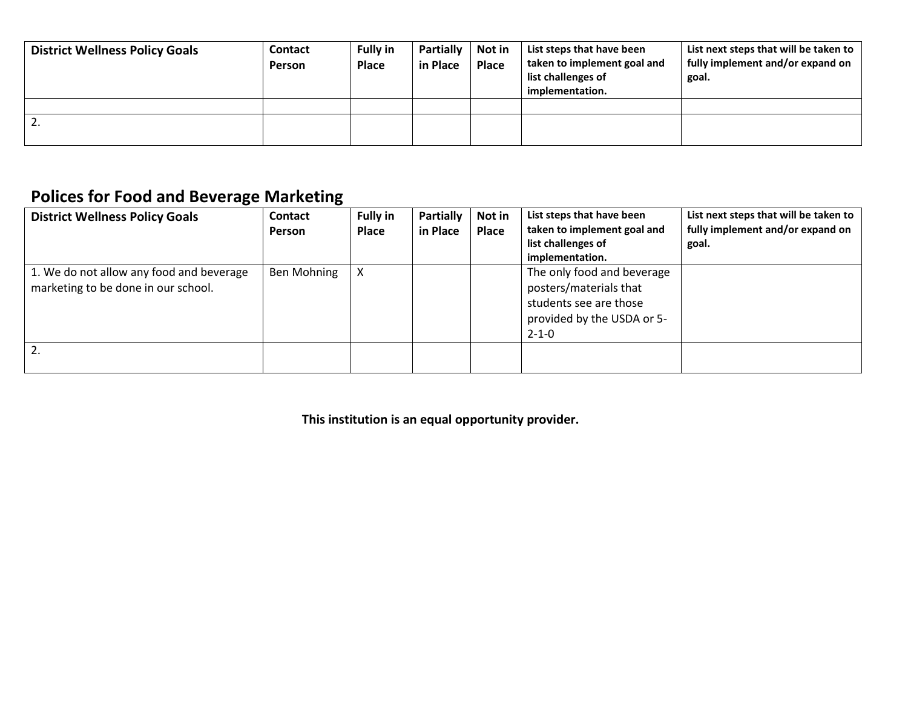| District Wellness Policy Goals | Contact Person | Fully in Place | Partially in Place | Not in Place | List steps that have been taken to implement goal and list challenges of implementation. | List next steps that will be taken to fully implement and/or expand on goal. |
|---|---|---|---|---|---|---|
| | | | | | | |
| 2. | | | | | | |

## Polices for Food and Beverage Marketing

| District Wellness Policy Goals | Contact Person | Fully in Place | Partially in Place | Not in Place | List steps that have been taken to implement goal and list challenges of implementation. | List next steps that will be taken to fully implement and/or expand on goal. |
|---|---|---|---|---|---|---|
| 1. We do not allow any food and beverage marketing to be done in our school. | Ben Mohning | X | | | The only food and beverage posters/materials that students see are those provided by the USDA or 5-2-1-0 | |
| 2. | | | | | | |

**This institution is an equal opportunity provider.**